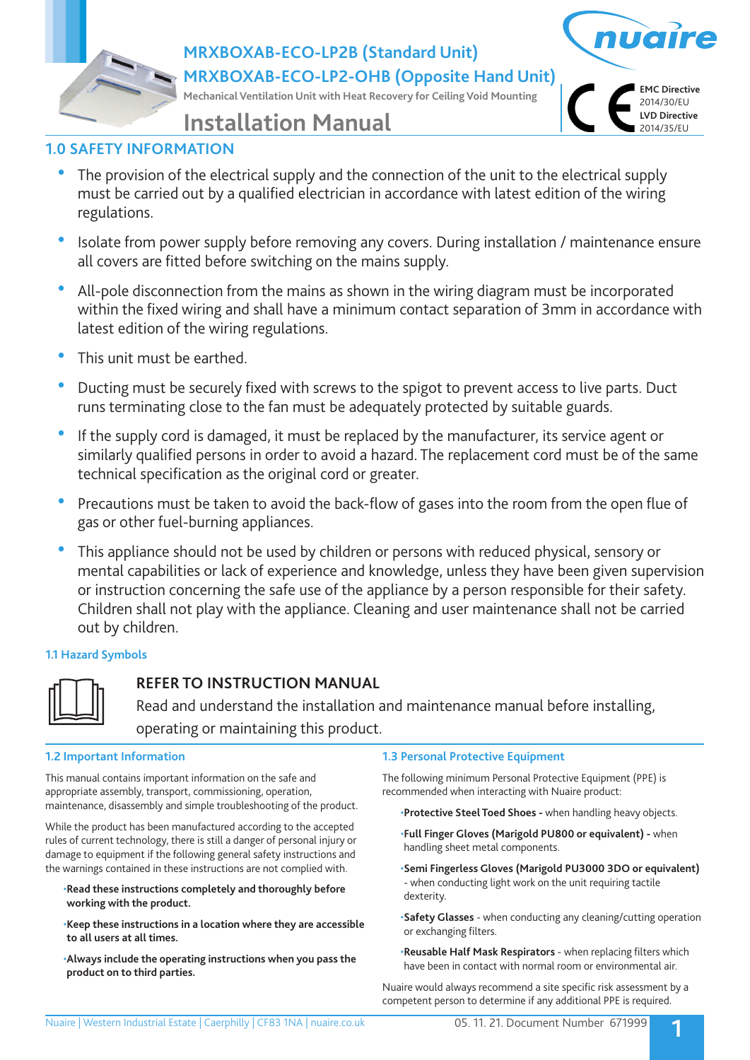# MRXBOXAB-ECO-LP2B (Standard Unit)
# MRXBOXAB-ECO-LP2-OHB (Opposite Hand Unit)

Mechanical Ventilation Unit with Heat Recovery for Ceiling Void Mounting

**EMC Directive** 2014/30/EU
**LVD Directive** 2014/35/EU

# Installation Manual

## 1.0 SAFETY INFORMATION

- The provision of the electrical supply and the connection of the unit to the electrical supply must be carried out by a qualified electrician in accordance with latest edition of the wiring regulations.
- Isolate from power supply before removing any covers. During installation / maintenance ensure all covers are fitted before switching on the mains supply.
- All-pole disconnection from the mains as shown in the wiring diagram must be incorporated within the fixed wiring and shall have a minimum contact separation of 3mm in accordance with latest edition of the wiring regulations.
- This unit must be earthed.
- Ducting must be securely fixed with screws to the spigot to prevent access to live parts. Duct runs terminating close to the fan must be adequately protected by suitable guards.
- If the supply cord is damaged, it must be replaced by the manufacturer, its service agent or similarly qualified persons in order to avoid a hazard. The replacement cord must be of the same technical specification as the original cord or greater.
- Precautions must be taken to avoid the back-flow of gases into the room from the open flue of gas or other fuel-burning appliances.
- This appliance should not be used by children or persons with reduced physical, sensory or mental capabilities or lack of experience and knowledge, unless they have been given supervision or instruction concerning the safe use of the appliance by a person responsible for their safety. Children shall not play with the appliance. Cleaning and user maintenance shall not be carried out by children.

### 1.1 Hazard Symbols

**REFER TO INSTRUCTION MANUAL**

Read and understand the installation and maintenance manual before installing, operating or maintaining this product.

### 1.2 Important Information

This manual contains important information on the safe and appropriate assembly, transport, commissioning, operation, maintenance, disassembly and simple troubleshooting of the product.

While the product has been manufactured according to the accepted rules of current technology, there is still a danger of personal injury or damage to equipment if the following general safety instructions and the warnings contained in these instructions are not complied with.

- **Read these instructions completely and thoroughly before working with the product.**
- **Keep these instructions in a location where they are accessible to all users at all times.**
- **Always include the operating instructions when you pass the product on to third parties.**

### 1.3 Personal Protective Equipment

The following minimum Personal Protective Equipment (PPE) is recommended when interacting with Nuaire product:

- **Protective Steel Toed Shoes -** when handling heavy objects.
- **Full Finger Gloves (Marigold PU800 or equivalent) -** when handling sheet metal components.
- **Semi Fingerless Gloves (Marigold PU3000 3DO or equivalent)** - when conducting light work on the unit requiring tactile dexterity.
- **Safety Glasses** - when conducting any cleaning/cutting operation or exchanging filters.
- **Reusable Half Mask Respirators** - when replacing filters which have been in contact with normal room or environmental air.

Nuaire would always recommend a site specific risk assessment by a competent person to determine if any additional PPE is required.

Nuaire | Western Industrial Estate | Caerphilly | CF83 1NA | nuaire.co.uk

05. 11. 21. Document Number 671999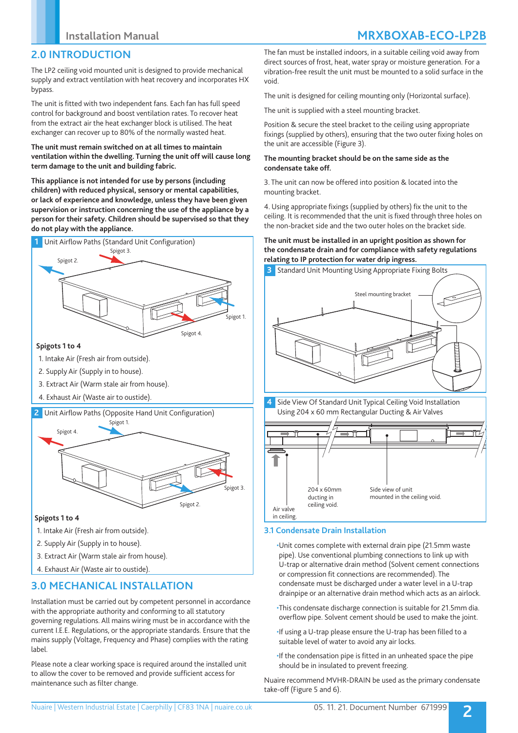## 2.0 INTRODUCTION

The LP2 ceiling void mounted unit is designed to provide mechanical supply and extract ventilation with heat recovery and incorporates HX bypass.

The unit is fitted with two independent fans. Each fan has full speed control for background and boost ventilation rates. To recover heat from the extract air the heat exchanger block is utilised. The heat exchanger can recover up to 80% of the normally wasted heat.

**The unit must remain switched on at all times to maintain ventilation within the dwelling. Turning the unit off will cause long term damage to the unit and building fabric.**

**This appliance is not intended for use by persons (including children) with reduced physical, sensory or mental capabilities, or lack of experience and knowledge, unless they have been given supervision or instruction concerning the use of the appliance by a person for their safety. Children should be supervised so that they do not play with the appliance.**

**1** Unit Airflow Paths (Standard Unit Configuration)

Spigot 3. Spigot 2. Spigot 1. Spigot 4.

**Spigots 1 to 4**

1. Intake Air (Fresh air from outside).
2. Supply Air (Supply in to house).
3. Extract Air (Warm stale air from house).
4. Exhaust Air (Waste air to oustide).

**2** Unit Airflow Paths (Opposite Hand Unit Configuration)

Spigot 1. Spigot 4. Spigot 3. Spigot 2.

**Spigots 1 to 4**

1. Intake Air (Fresh air from outside).
2. Supply Air (Supply in to house).
3. Extract Air (Warm stale air from house).
4. Exhaust Air (Waste air to oustide).

## 3.0 MECHANICAL INSTALLATION

Installation must be carried out by competent personnel in accordance with the appropriate authority and conforming to all statutory governing regulations. All mains wiring must be in accordance with the current I.E.E. Regulations, or the appropriate standards. Ensure that the mains supply (Voltage, Frequency and Phase) complies with the rating label.

Please note a clear working space is required around the installed unit to allow the cover to be removed and provide sufficient access for maintenance such as filter change.

The fan must be installed indoors, in a suitable ceiling void away from direct sources of frost, heat, water spray or moisture generation. For a vibration-free result the unit must be mounted to a solid surface in the void.

The unit is designed for ceiling mounting only (Horizontal surface).

The unit is supplied with a steel mounting bracket.

Position & secure the steel bracket to the ceiling using appropriate fixings (supplied by others), ensuring that the two outer fixing holes on the unit are accessible (Figure 3).

**The mounting bracket should be on the same side as the condensate take off.**

3. The unit can now be offered into position & located into the mounting bracket.

4. Using appropriate fixings (supplied by others) fix the unit to the ceiling. It is recommended that the unit is fixed through three holes on the non-bracket side and the two outer holes on the bracket side.

**The unit must be installed in an upright position as shown for the condensate drain and for compliance with safety regulations relating to IP protection for water drip ingress.**

**3** Standard Unit Mounting Using Appropriate Fixing Bolts

Steel mounting bracket

**4** Side View Of Standard Unit Typical Ceiling Void Installation Using 204 x 60 mm Rectangular Ducting & Air Valves

204 x 60mm ducting in ceiling void.

Side view of unit mounted in the ceiling void.

Air valve in ceiling.

### 3.1 Condensate Drain Installation

- Unit comes complete with external drain pipe (21.5mm waste pipe). Use conventional plumbing connections to link up with U-trap or alternative drain method (Solvent cement connections or compression fit connections are recommended). The condensate must be discharged under a water level in a U-trap drainpipe or an alternative drain method which acts as an airlock.
- This condensate discharge connection is suitable for 21.5mm dia. overflow pipe. Solvent cement should be used to make the joint.
- If using a U-trap please ensure the U-trap has been filled to a suitable level of water to avoid any air locks.
- If the condensation pipe is fitted in an unheated space the pipe should be in insulated to prevent freezing.

Nuaire recommend MVHR-DRAIN be used as the primary condensate take-off (Figure 5 and 6).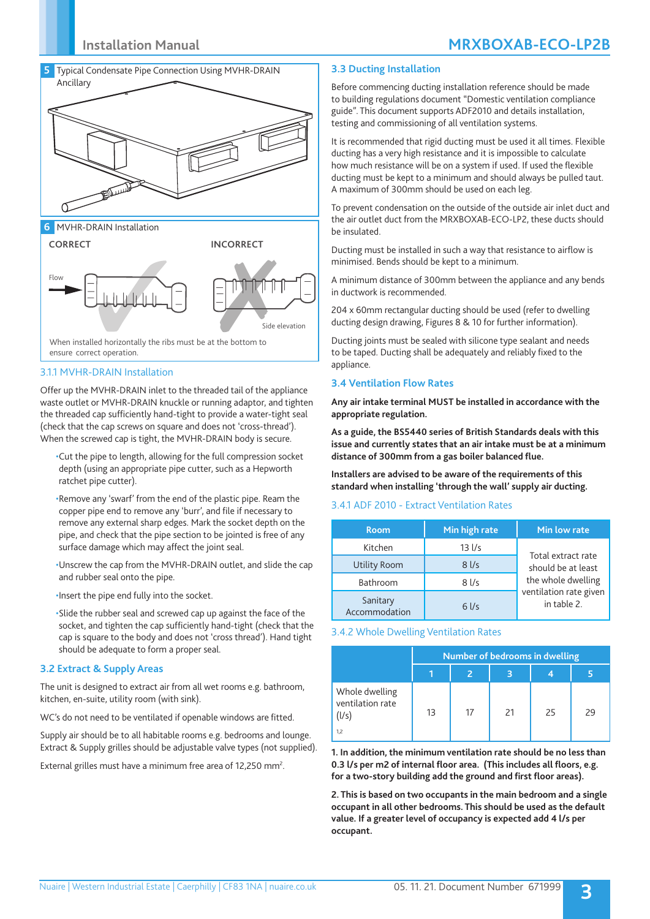**5** Typical Condensate Pipe Connection Using MVHR-DRAIN Ancillary

**6** MVHR-DRAIN Installation

CORRECT

INCORRECT

Flow

Side elevation

When installed horizontally the ribs must be at the bottom to ensure correct operation.

### 3.1.1 MVHR-DRAIN Installation

Offer up the MVHR-DRAIN inlet to the threaded tail of the appliance waste outlet or MVHR-DRAIN knuckle or running adaptor, and tighten the threaded cap sufficiently hand-tight to provide a water-tight seal (check that the cap screws on square and does not 'cross-thread'). When the screwed cap is tight, the MVHR-DRAIN body is secure.

- Cut the pipe to length, allowing for the full compression socket depth (using an appropriate pipe cutter, such as a Hepworth ratchet pipe cutter).
- Remove any 'swarf' from the end of the plastic pipe. Ream the copper pipe end to remove any 'burr', and file if necessary to remove any external sharp edges. Mark the socket depth on the pipe, and check that the pipe section to be jointed is free of any surface damage which may affect the joint seal.
- Unscrew the cap from the MVHR-DRAIN outlet, and slide the cap and rubber seal onto the pipe.
- Insert the pipe end fully into the socket.
- Slide the rubber seal and screwed cap up against the face of the socket, and tighten the cap sufficiently hand-tight (check that the cap is square to the body and does not 'cross thread'). Hand tight should be adequate to form a proper seal.

## 3.2 Extract & Supply Areas

The unit is designed to extract air from all wet rooms e.g. bathroom, kitchen, en-suite, utility room (with sink).

WC's do not need to be ventilated if openable windows are fitted.

Supply air should be to all habitable rooms e.g. bedrooms and lounge. Extract & Supply grilles should be adjustable valve types (not supplied).

External grilles must have a minimum free area of 12,250 mm².

## 3.3 Ducting Installation

Before commencing ducting installation reference should be made to building regulations document "Domestic ventilation compliance guide". This document supports ADF2010 and details installation, testing and commissioning of all ventilation systems.

It is recommended that rigid ducting must be used at all times. Flexible ducting has a very high resistance and it is impossible to calculate how much resistance will be on a system if used. If used the flexible ducting must be kept to a minimum and should always be pulled taut. A maximum of 300mm should be used on each leg.

To prevent condensation on the outside of the outside air inlet duct and the air outlet duct from the MRXBOXAB-ECO-LP2, these ducts should be insulated.

Ducting must be installed in such a way that resistance to airflow is minimised. Bends should be kept to a minimum.

A minimum distance of 300mm between the appliance and any bends in ductwork is recommended.

204 x 60mm rectangular ducting should be used (refer to dwelling ducting design drawing, Figures 8 & 10 for further information).

Ducting joints must be sealed with silicone type sealant and needs to be taped. Ducting shall be adequately and reliably fixed to the appliance.

## 3.4 Ventilation Flow Rates

**Any air intake terminal MUST be installed in accordance with the appropriate regulation.**

**As a guide, the BS5440 series of British Standards deals with this issue and currently states that an air intake must be at a minimum distance of 300mm from a gas boiler balanced flue.**

**Installers are advised to be aware of the requirements of this standard when installing 'through the wall' supply air ducting.**

### 3.4.1 ADF 2010 - Extract Ventilation Rates

| Room | Min high rate | Min low rate |
|---|---|---|
| Kitchen | 13 l/s | Total extract rate should be at least the whole dwelling ventilation rate given in table 2. |
| Utility Room | 8 l/s | |
| Bathroom | 8 l/s | |
| Sanitary Accommodation | 6 l/s | |

### 3.4.2 Whole Dwelling Ventilation Rates

| | Number of bedrooms in dwelling | | | | |
|---|---|---|---|---|---|
| | 1 | 2 | 3 | 4 | 5 |
| Whole dwelling ventilation rate (l/s) [1,2] | 13 | 17 | 21 | 25 | 29 |

**1. In addition, the minimum ventilation rate should be no less than 0.3 l/s per m2 of internal floor area. (This includes all floors, e.g. for a two-story building add the ground and first floor areas).**

**2. This is based on two occupants in the main bedroom and a single occupant in all other bedrooms. This should be used as the default value. If a greater level of occupancy is expected add 4 l/s per occupant.**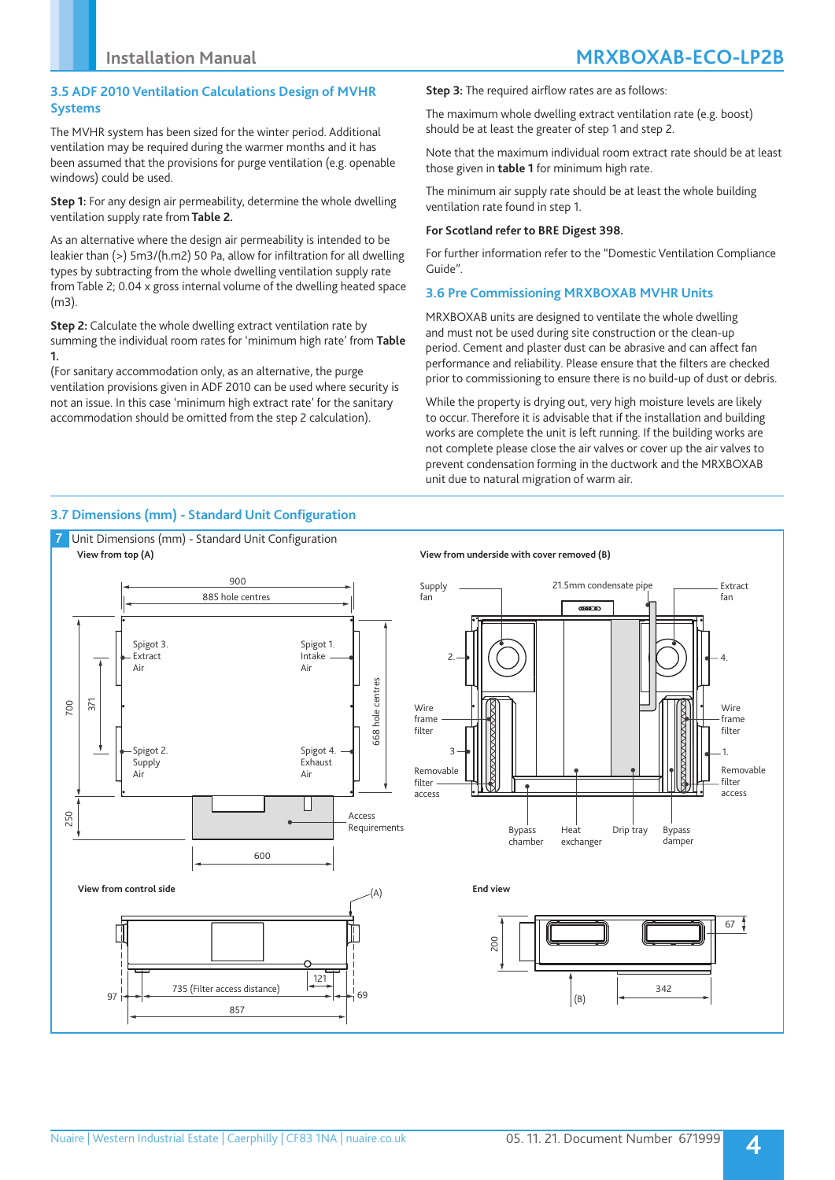## 3.5 ADF 2010 Ventilation Calculations Design of MVHR Systems

The MVHR system has been sized for the winter period. Additional ventilation may be required during the warmer months and it has been assumed that the provisions for purge ventilation (e.g. openable windows) could be used.

**Step 1:** For any design air permeability, determine the whole dwelling ventilation supply rate from **Table 2.**

As an alternative where the design air permeability is intended to be leakier than (>) 5m3/(h.m2) 50 Pa, allow for infiltration for all dwelling types by subtracting from the whole dwelling ventilation supply rate from Table 2; 0.04 x gross internal volume of the dwelling heated space (m3).

**Step 2:** Calculate the whole dwelling extract ventilation rate by summing the individual room rates for 'minimum high rate' from **Table 1.**

(For sanitary accommodation only, as an alternative, the purge ventilation provisions given in ADF 2010 can be used where security is not an issue. In this case 'minimum high extract rate' for the sanitary accommodation should be omitted from the step 2 calculation).

**Step 3:** The required airflow rates are as follows:

The maximum whole dwelling extract ventilation rate (e.g. boost) should be at least the greater of step 1 and step 2.

Note that the maximum individual room extract rate should be at least those given in **table 1** for minimum high rate.

The minimum air supply rate should be at least the whole building ventilation rate found in step 1.

**For Scotland refer to BRE Digest 398.**

For further information refer to the "Domestic Ventilation Compliance Guide".

## 3.6 Pre Commissioning MRXBOXAB MVHR Units

MRXBOXAB units are designed to ventilate the whole dwelling and must not be used during site construction or the clean-up period. Cement and plaster dust can be abrasive and can affect fan performance and reliability. Please ensure that the filters are checked prior to commissioning to ensure there is no build-up of dust or debris.

While the property is drying out, very high moisture levels are likely to occur. Therefore it is advisable that if the installation and building works are complete the unit is left running. If the building works are not complete please close the air valves or cover up the air valves to prevent condensation forming in the ductwork and the MRXBOXAB unit due to natural migration of warm air.

## 3.7 Dimensions (mm) - Standard Unit Configuration

**7** Unit Dimensions (mm) - Standard Unit Configuration

**View from top (A)**

900; 885 hole centres; 700; 371; 668 hole centres; 250; 600

Spigot 3. Extract Air; Spigot 1. Intake Air; Spigot 2. Supply Air; Spigot 4. Exhaust Air; Access Requirements

**View from underside with cover removed (B)**

Supply fan; 21.5mm condensate pipe; Extract fan; 2.; 4.; Wire frame filter; 3; 1.; Removable filter access; Bypass chamber; Heat exchanger; Drip tray; Bypass damper

**View from control side**

(A); 735 (Filter access distance); 121; 97; 69; 857

**End view**

200; 67; 342; (B)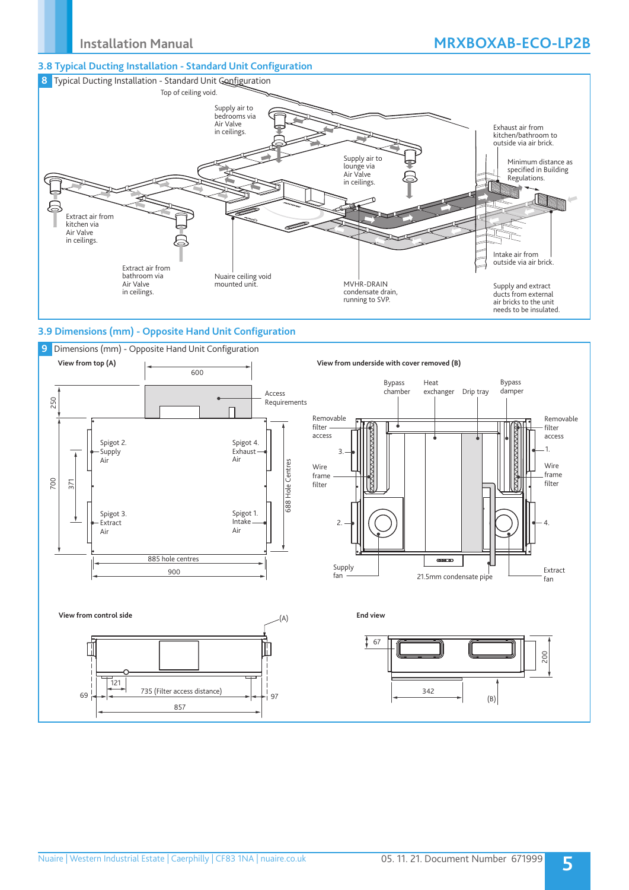## 3.8 Typical Ducting Installation - Standard Unit Configuration

**8** Typical Ducting Installation - Standard Unit Configuration

Top of ceiling void.

Supply air to bedrooms via Air Valve in ceilings.

Exhaust air from kitchen/bathroom to outside via air brick.

Minimum distance as specified in Building Regulations.

Supply air to lounge via Air Valve in ceilings.

Extract air from kitchen via Air Valve in ceilings.

Intake air from outside via air brick.

Extract air from bathroom via Air Valve in ceilings.

Nuaire ceiling void mounted unit.

MVHR-DRAIN condensate drain, running to SVP.

Supply and extract ducts from external air bricks to the unit needs to be insulated.

## 3.9 Dimensions (mm) - Opposite Hand Unit Configuration

**9** Dimensions (mm) - Opposite Hand Unit Configuration

**View from top (A)**

600

250

Access Requirements

Spigot 2. Supply Air

Spigot 4. Exhaust Air

Spigot 3. Extract Air

Spigot 1. Intake Air

700

371

688 Hole Centres

885 hole centres

900

**View from underside with cover removed (B)**

Bypass chamber

Heat exchanger

Drip tray

Bypass damper

Removable filter access

Removable filter access

Wire frame filter

Wire frame filter

1.

2.

3.

4.

Supply fan

21.5mm condensate pipe

Extract fan

**View from control side**

(A)

121

735 (Filter access distance)

69

97

857

**End view**

67

200

342

(B)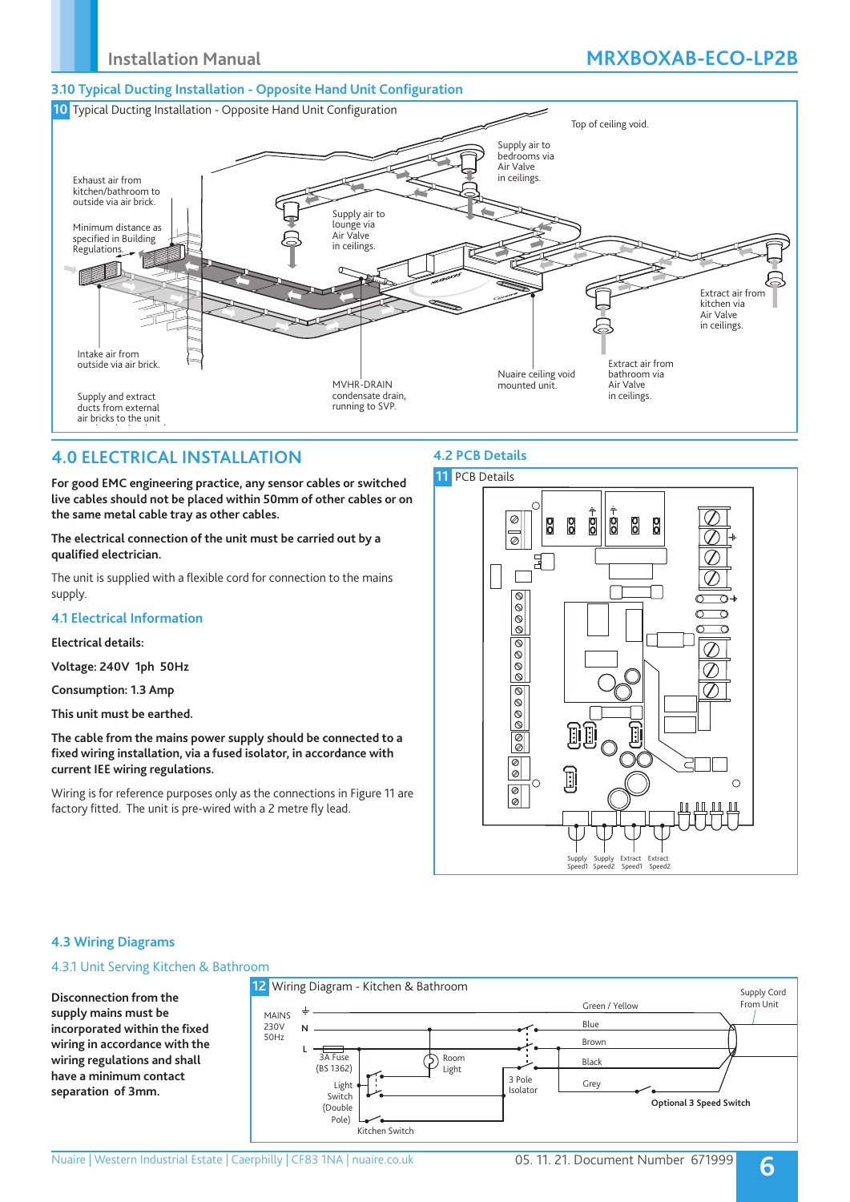## 3.10 Typical Ducting Installation - Opposite Hand Unit Configuration

**10** Typical Ducting Installation - Opposite Hand Unit Configuration

Top of ceiling void.

Supply air to bedrooms via Air Valve in ceilings.

Exhaust air from kitchen/bathroom to outside via air brick.

Minimum distance as specified in Building Regulations.

Supply air to lounge via Air Valve in ceilings.

Extract air from kitchen via Air Valve in ceilings.

Intake air from outside via air brick.

Extract air from bathroom via Air Valve in ceilings.

Nuaire ceiling void mounted unit.

MVHR-DRAIN condensate drain, running to SVP.

Supply and extract ducts from external air bricks to the unit

## 4.0 ELECTRICAL INSTALLATION

**For good EMC engineering practice, any sensor cables or switched live cables should not be placed within 50mm of other cables or on the same metal cable tray as other cables.**

**The electrical connection of the unit must be carried out by a qualified electrician.**

The unit is supplied with a flexible cord for connection to the mains supply.

### 4.1 Electrical Information

**Electrical details:**

**Voltage: 240V 1ph 50Hz**

**Consumption: 1.3 Amp**

**This unit must be earthed.**

**The cable from the mains power supply should be connected to a fixed wiring installation, via a fused isolator, in accordance with current IEE wiring regulations.**

Wiring is for reference purposes only as the connections in Figure 11 are factory fitted. The unit is pre-wired with a 2 metre fly lead.

### 4.2 PCB Details

**11** PCB Details

Supply Speed1 | Supply Speed2 | Extract Speed1 | Extract Speed2

### 4.3 Wiring Diagrams

#### 4.3.1 Unit Serving Kitchen & Bathroom

**Disconnection from the supply mains must be incorporated within the fixed wiring in accordance with the wiring regulations and shall have a minimum contact separation of 3mm.**

**12** Wiring Diagram - Kitchen & Bathroom

MAINS 230V 50Hz, N, L, 3A Fuse (BS 1362), Light Switch (Double Pole), Kitchen Switch, Room Light, 3 Pole Isolator, Green / Yellow, Blue, Brown, Black, Grey, Supply Cord From Unit, **Optional 3 Speed Switch**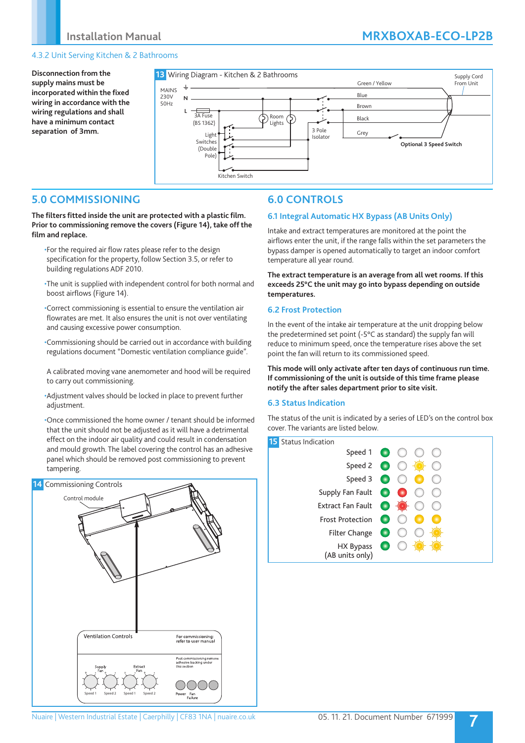### 4.3.2 Unit Serving Kitchen & 2 Bathrooms

**Disconnection from the supply mains must be incorporated within the fixed wiring in accordance with the wiring regulations and shall have a minimum contact separation of 3mm.**

13 Wiring Diagram - Kitchen & 2 Bathrooms

MAINS 230V 50Hz
N
L
3A Fuse (BS 1362)
Room Lights
Light Switches (Double Pole)
Kitchen Switch
3 Pole Isolator
Green / Yellow
Blue
Brown
Black
Grey
Supply Cord From Unit
Optional 3 Speed Switch

## 5.0 COMMISSIONING

**The filters fitted inside the unit are protected with a plastic film. Prior to commissioning remove the covers (Figure 14), take off the film and replace.**

- For the required air flow rates please refer to the design specification for the property, follow Section 3.5, or refer to building regulations ADF 2010.
- The unit is supplied with independent control for both normal and boost airflows (Figure 14).
- Correct commissioning is essential to ensure the ventilation air flowrates are met. It also ensures the unit is not over ventilating and causing excessive power consumption.
- Commissioning should be carried out in accordance with building regulations document "Domestic ventilation compliance guide".

  A calibrated moving vane anemometer and hood will be required to carry out commissioning.
- Adjustment valves should be locked in place to prevent further adjustment.
- Once commissioned the home owner / tenant should be informed that the unit should not be adjusted as it will have a detrimental effect on the indoor air quality and could result in condensation and mould growth. The label covering the control has an adhesive panel which should be removed post commissioning to prevent tampering.

14 Commissioning Controls

Control module

Ventilation Controls — For commissioning: refer to user manual

Post commissioning remove adhesive backing under this section

Supply Fan: Speed 1, Speed 2 — Extract Fan: Speed 1, Speed 2 — Power, Fan Failure

## 6.0 CONTROLS

### 6.1 Integral Automatic HX Bypass (AB Units Only)

Intake and extract temperatures are monitored at the point the airflows enter the unit, if the range falls within the set parameters the bypass damper is opened automatically to target an indoor comfort temperature all year round.

**The extract temperature is an average from all wet rooms. If this exceeds 25°C the unit may go into bypass depending on outside temperatures.**

### 6.2 Frost Protection

In the event of the intake air temperature at the unit dropping below the predetermined set point (-5°C as standard) the supply fan will reduce to minimum speed, once the temperature rises above the set point the fan will return to its commissioned speed.

**This mode will only activate after ten days of continuous run time. If commissioning of the unit is outside of this time frame please notify the after sales department prior to site visit.**

### 6.3 Status Indication

The status of the unit is indicated by a series of LED's on the control box cover. The variants are listed below.

15 Status Indication

| Status | LED 1 | LED 2 | LED 3 | LED 4 |
|---|---|---|---|---|
| Speed 1 | Green | Off | Off | Off |
| Speed 2 | Green | Off | Amber (flashing) | Off |
| Speed 3 | Green | Off | Amber | Off |
| Supply Fan Fault | Green | Red | Off | Off |
| Extract Fan Fault | Green | Red (flashing) | Off | Off |
| Frost Protection | Green | Off | Amber | Amber |
| Filter Change | Green | Off | Off | Amber (flashing) |
| HX Bypass (AB units only) | Green | Off | Amber (flashing) | Amber (flashing) |

Nuaire | Western Industrial Estate | Caerphilly | CF83 1NA | nuaire.co.uk

05. 11. 21. Document Number 671999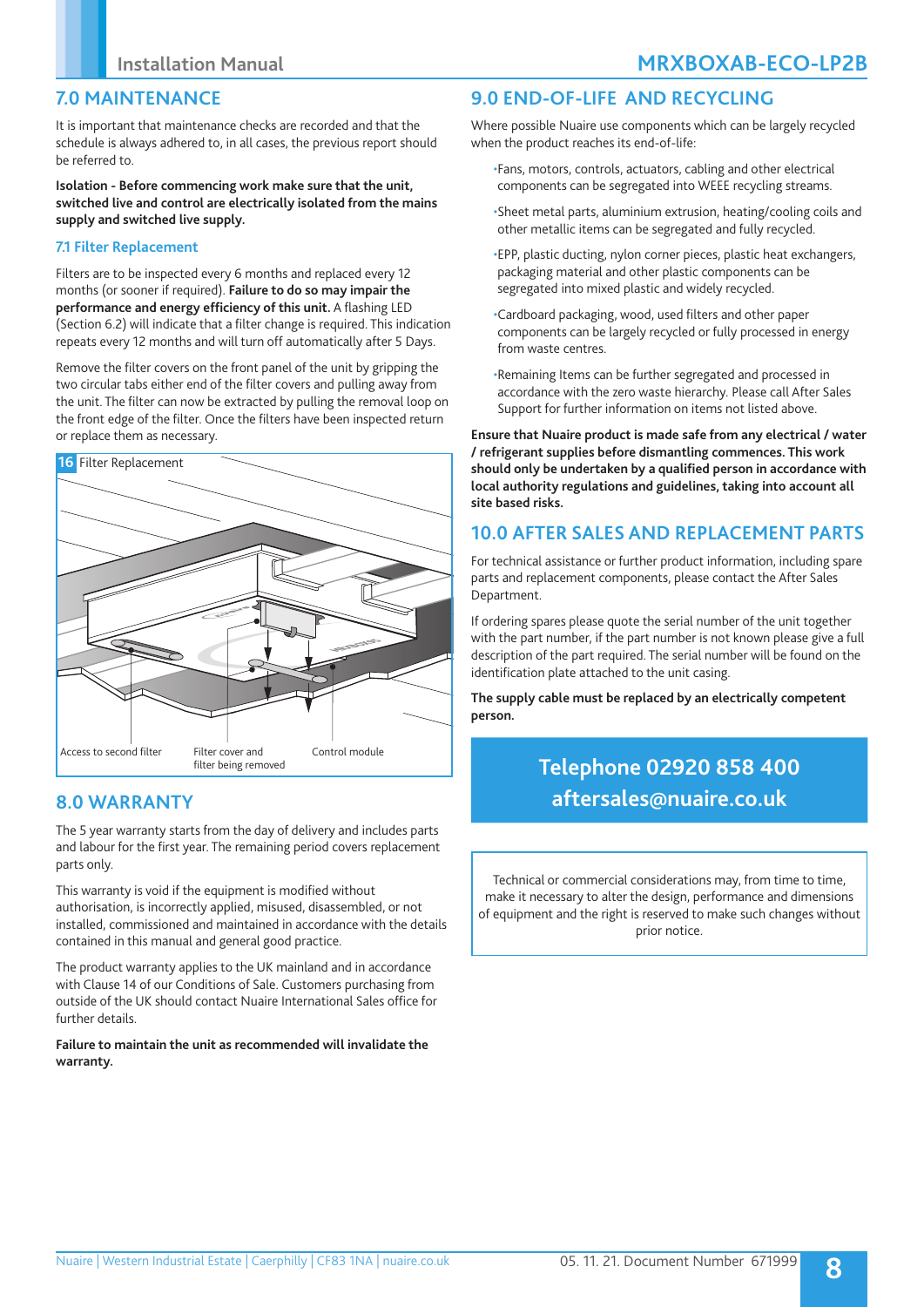## 7.0 MAINTENANCE

It is important that maintenance checks are recorded and that the schedule is always adhered to, in all cases, the previous report should be referred to.

**Isolation - Before commencing work make sure that the unit, switched live and control are electrically isolated from the mains supply and switched live supply.**

### 7.1 Filter Replacement

Filters are to be inspected every 6 months and replaced every 12 months (or sooner if required). **Failure to do so may impair the performance and energy efficiency of this unit.** A flashing LED (Section 6.2) will indicate that a filter change is required. This indication repeats every 12 months and will turn off automatically after 5 Days.

Remove the filter covers on the front panel of the unit by gripping the two circular tabs either end of the filter covers and pulling away from the unit. The filter can now be extracted by pulling the removal loop on the front edge of the filter. Once the filters have been inspected return or replace them as necessary.

**16** Filter Replacement

Access to second filter

Filter cover and filter being removed

Control module

## 8.0 WARRANTY

The 5 year warranty starts from the day of delivery and includes parts and labour for the first year. The remaining period covers replacement parts only.

This warranty is void if the equipment is modified without authorisation, is incorrectly applied, misused, disassembled, or not installed, commissioned and maintained in accordance with the details contained in this manual and general good practice.

The product warranty applies to the UK mainland and in accordance with Clause 14 of our Conditions of Sale. Customers purchasing from outside of the UK should contact Nuaire International Sales office for further details.

**Failure to maintain the unit as recommended will invalidate the warranty.**

## 9.0 END-OF-LIFE AND RECYCLING

Where possible Nuaire use components which can be largely recycled when the product reaches its end-of-life:

- Fans, motors, controls, actuators, cabling and other electrical components can be segregated into WEEE recycling streams.
- Sheet metal parts, aluminium extrusion, heating/cooling coils and other metallic items can be segregated and fully recycled.
- EPP, plastic ducting, nylon corner pieces, plastic heat exchangers, packaging material and other plastic components can be segregated into mixed plastic and widely recycled.
- Cardboard packaging, wood, used filters and other paper components can be largely recycled or fully processed in energy from waste centres.
- Remaining Items can be further segregated and processed in accordance with the zero waste hierarchy. Please call After Sales Support for further information on items not listed above.

**Ensure that Nuaire product is made safe from any electrical / water / refrigerant supplies before dismantling commences. This work should only be undertaken by a qualified person in accordance with local authority regulations and guidelines, taking into account all site based risks.**

## 10.0 AFTER SALES AND REPLACEMENT PARTS

For technical assistance or further product information, including spare parts and replacement components, please contact the After Sales Department.

If ordering spares please quote the serial number of the unit together with the part number, if the part number is not known please give a full description of the part required. The serial number will be found on the identification plate attached to the unit casing.

**The supply cable must be replaced by an electrically competent person.**

**Telephone 02920 858 400**
**aftersales@nuaire.co.uk**

Technical or commercial considerations may, from time to time, make it necessary to alter the design, performance and dimensions of equipment and the right is reserved to make such changes without prior notice.

Nuaire | Western Industrial Estate | Caerphilly | CF83 1NA | nuaire.co.uk

05. 11. 21. Document Number 671999